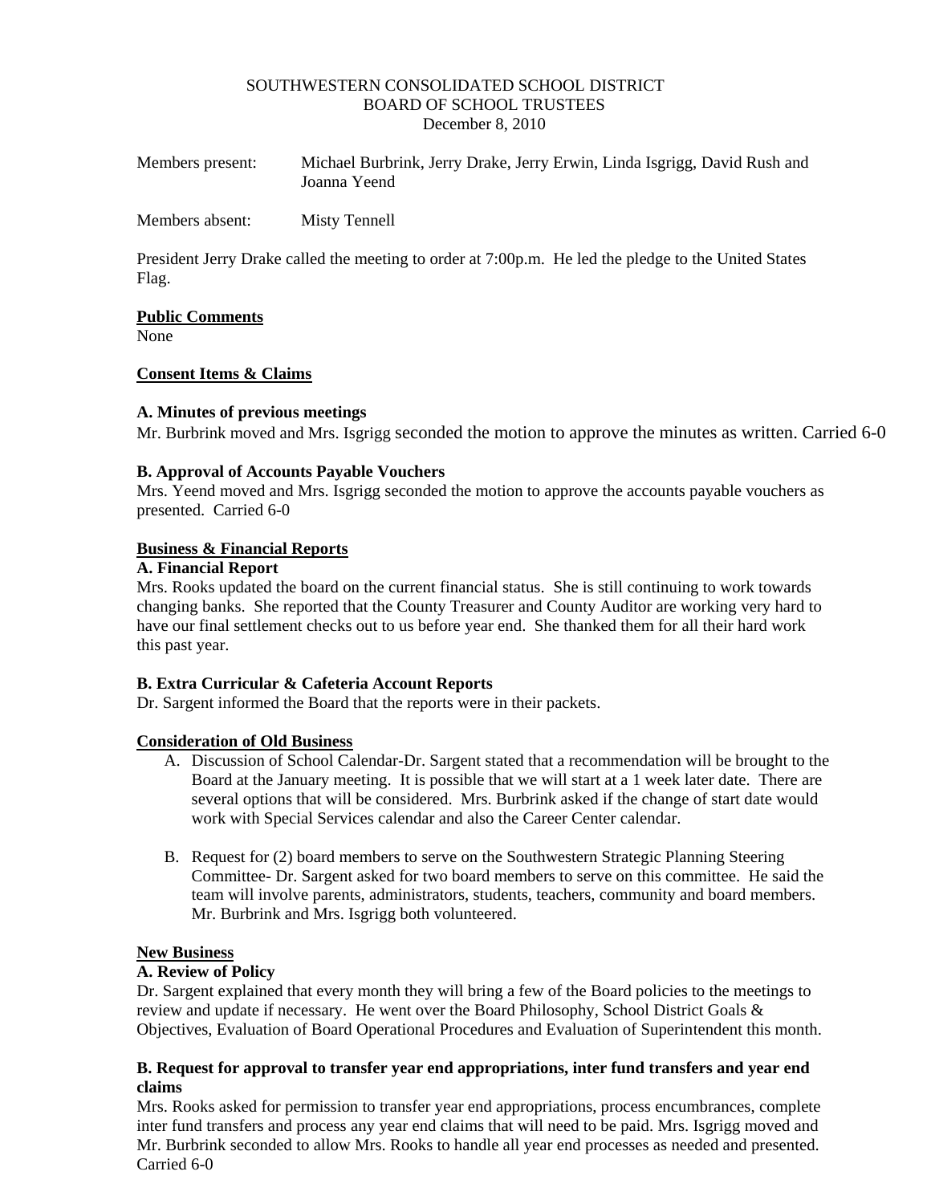SOUTHWESTERN CONSOLIDATED SCHOOL DISTRICT
BOARD OF SCHOOL TRUSTEES
December 8, 2010

Members present: Michael Burbrink, Jerry Drake, Jerry Erwin, Linda Isgrigg, David Rush and Joanna Yeend

Members absent: Misty Tennell

President Jerry Drake called the meeting to order at 7:00p.m. He led the pledge to the United States Flag.

**Public Comments**
None

**Consent Items & Claims**

**A. Minutes of previous meetings**
Mr. Burbrink moved and Mrs. Isgrigg seconded the motion to approve the minutes as written. Carried 6-0

**B. Approval of Accounts Payable Vouchers**
Mrs. Yeend moved and Mrs. Isgrigg seconded the motion to approve the accounts payable vouchers as presented. Carried 6-0

**Business & Financial Reports**
**A. Financial Report**
Mrs. Rooks updated the board on the current financial status. She is still continuing to work towards changing banks. She reported that the County Treasurer and County Auditor are working very hard to have our final settlement checks out to us before year end. She thanked them for all their hard work this past year.

**B. Extra Curricular & Cafeteria Account Reports**
Dr. Sargent informed the Board that the reports were in their packets.

**Consideration of Old Business**

A. Discussion of School Calendar-Dr. Sargent stated that a recommendation will be brought to the Board at the January meeting. It is possible that we will start at a 1 week later date. There are several options that will be considered. Mrs. Burbrink asked if the change of start date would work with Special Services calendar and also the Career Center calendar.

B. Request for (2) board members to serve on the Southwestern Strategic Planning Steering Committee- Dr. Sargent asked for two board members to serve on this committee. He said the team will involve parents, administrators, students, teachers, community and board members. Mr. Burbrink and Mrs. Isgrigg both volunteered.

**New Business**
**A. Review of Policy**
Dr. Sargent explained that every month they will bring a few of the Board policies to the meetings to review and update if necessary. He went over the Board Philosophy, School District Goals & Objectives, Evaluation of Board Operational Procedures and Evaluation of Superintendent this month.

**B. Request for approval to transfer year end appropriations, inter fund transfers and year end claims**
Mrs. Rooks asked for permission to transfer year end appropriations, process encumbrances, complete inter fund transfers and process any year end claims that will need to be paid. Mrs. Isgrigg moved and Mr. Burbrink seconded to allow Mrs. Rooks to handle all year end processes as needed and presented. Carried 6-0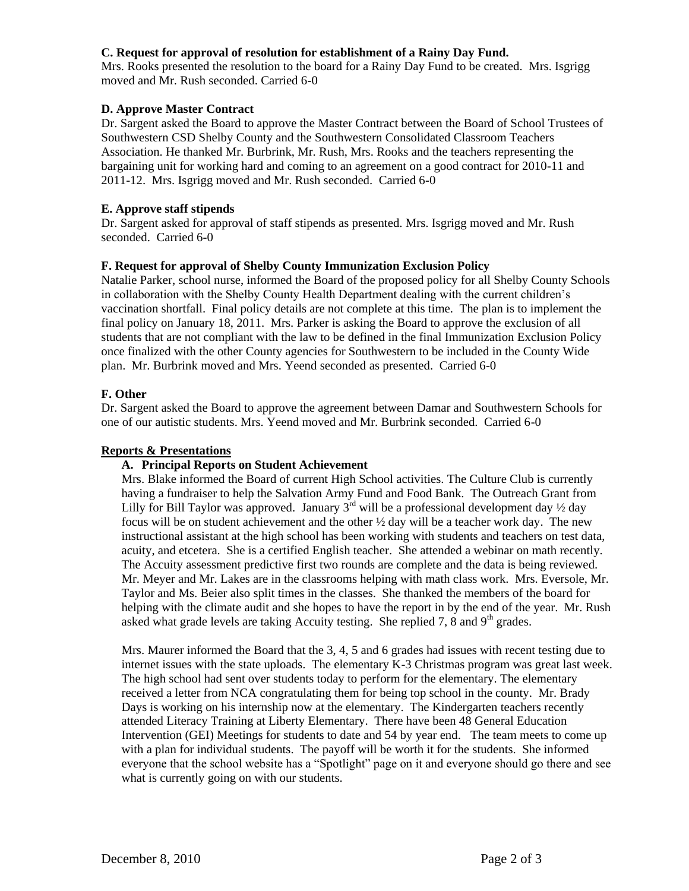**C. Request for approval of resolution for establishment of a Rainy Day Fund.**

Mrs. Rooks presented the resolution to the board for a Rainy Day Fund to be created. Mrs. Isgrigg moved and Mr. Rush seconded. Carried 6-0

**D. Approve Master Contract**

Dr. Sargent asked the Board to approve the Master Contract between the Board of School Trustees of Southwestern CSD Shelby County and the Southwestern Consolidated Classroom Teachers Association. He thanked Mr. Burbrink, Mr. Rush, Mrs. Rooks and the teachers representing the bargaining unit for working hard and coming to an agreement on a good contract for 2010-11 and 2011-12. Mrs. Isgrigg moved and Mr. Rush seconded. Carried 6-0

**E. Approve staff stipends**

Dr. Sargent asked for approval of staff stipends as presented. Mrs. Isgrigg moved and Mr. Rush seconded. Carried 6-0

**F. Request for approval of Shelby County Immunization Exclusion Policy**

Natalie Parker, school nurse, informed the Board of the proposed policy for all Shelby County Schools in collaboration with the Shelby County Health Department dealing with the current children's vaccination shortfall. Final policy details are not complete at this time. The plan is to implement the final policy on January 18, 2011. Mrs. Parker is asking the Board to approve the exclusion of all students that are not compliant with the law to be defined in the final Immunization Exclusion Policy once finalized with the other County agencies for Southwestern to be included in the County Wide plan. Mr. Burbrink moved and Mrs. Yeend seconded as presented. Carried 6-0

**F. Other**

Dr. Sargent asked the Board to approve the agreement between Damar and Southwestern Schools for one of our autistic students. Mrs. Yeend moved and Mr. Burbrink seconded. Carried 6-0

**Reports & Presentations**

**A. Principal Reports on Student Achievement**

Mrs. Blake informed the Board of current High School activities. The Culture Club is currently having a fundraiser to help the Salvation Army Fund and Food Bank. The Outreach Grant from Lilly for Bill Taylor was approved. January 3rd will be a professional development day ½ day focus will be on student achievement and the other ½ day will be a teacher work day. The new instructional assistant at the high school has been working with students and teachers on test data, acuity, and etcetera. She is a certified English teacher. She attended a webinar on math recently. The Accuity assessment predictive first two rounds are complete and the data is being reviewed. Mr. Meyer and Mr. Lakes are in the classrooms helping with math class work. Mrs. Eversole, Mr. Taylor and Ms. Beier also split times in the classes. She thanked the members of the board for helping with the climate audit and she hopes to have the report in by the end of the year. Mr. Rush asked what grade levels are taking Accuity testing. She replied 7, 8 and 9th grades.

Mrs. Maurer informed the Board that the 3, 4, 5 and 6 grades had issues with recent testing due to internet issues with the state uploads. The elementary K-3 Christmas program was great last week. The high school had sent over students today to perform for the elementary. The elementary received a letter from NCA congratulating them for being top school in the county. Mr. Brady Days is working on his internship now at the elementary. The Kindergarten teachers recently attended Literacy Training at Liberty Elementary. There have been 48 General Education Intervention (GEI) Meetings for students to date and 54 by year end. The team meets to come up with a plan for individual students. The payoff will be worth it for the students. She informed everyone that the school website has a "Spotlight" page on it and everyone should go there and see what is currently going on with our students.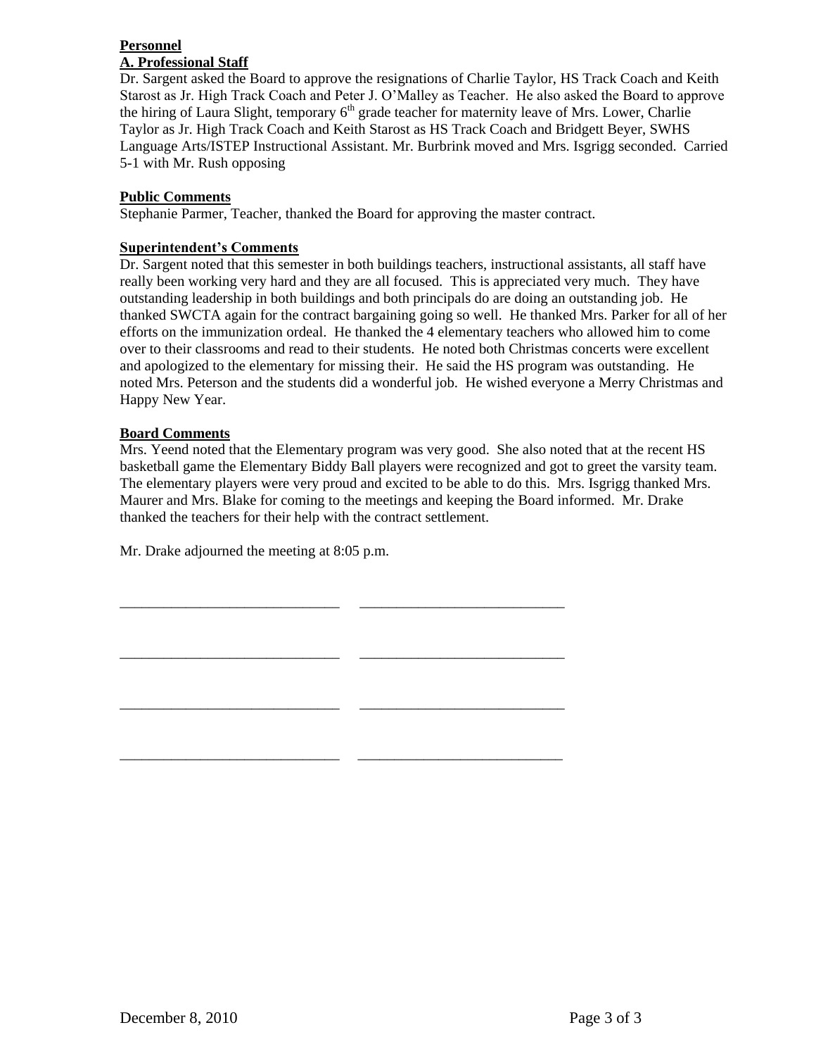**Personnel**

**A. Professional Staff**

Dr. Sargent asked the Board to approve the resignations of Charlie Taylor, HS Track Coach and Keith Starost as Jr. High Track Coach and Peter J. O'Malley as Teacher. He also asked the Board to approve the hiring of Laura Slight, temporary 6th grade teacher for maternity leave of Mrs. Lower, Charlie Taylor as Jr. High Track Coach and Keith Starost as HS Track Coach and Bridgett Beyer, SWHS Language Arts/ISTEP Instructional Assistant. Mr. Burbrink moved and Mrs. Isgrigg seconded. Carried 5-1 with Mr. Rush opposing

**Public Comments**

Stephanie Parmer, Teacher, thanked the Board for approving the master contract.

**Superintendent's Comments**

Dr. Sargent noted that this semester in both buildings teachers, instructional assistants, all staff have really been working very hard and they are all focused. This is appreciated very much. They have outstanding leadership in both buildings and both principals do are doing an outstanding job. He thanked SWCTA again for the contract bargaining going so well. He thanked Mrs. Parker for all of her efforts on the immunization ordeal. He thanked the 4 elementary teachers who allowed him to come over to their classrooms and read to their students. He noted both Christmas concerts were excellent and apologized to the elementary for missing their. He said the HS program was outstanding. He noted Mrs. Peterson and the students did a wonderful job. He wished everyone a Merry Christmas and Happy New Year.

**Board Comments**

Mrs. Yeend noted that the Elementary program was very good. She also noted that at the recent HS basketball game the Elementary Biddy Ball players were recognized and got to greet the varsity team. The elementary players were very proud and excited to be able to do this. Mrs. Isgrigg thanked Mrs. Maurer and Mrs. Blake for coming to the meetings and keeping the Board informed. Mr. Drake thanked the teachers for their help with the contract settlement.

Mr. Drake adjourned the meeting at 8:05 p.m.

______________________________ ____________________________

______________________________ ____________________________

______________________________ ____________________________

______________________________ ____________________________

December 8, 2010